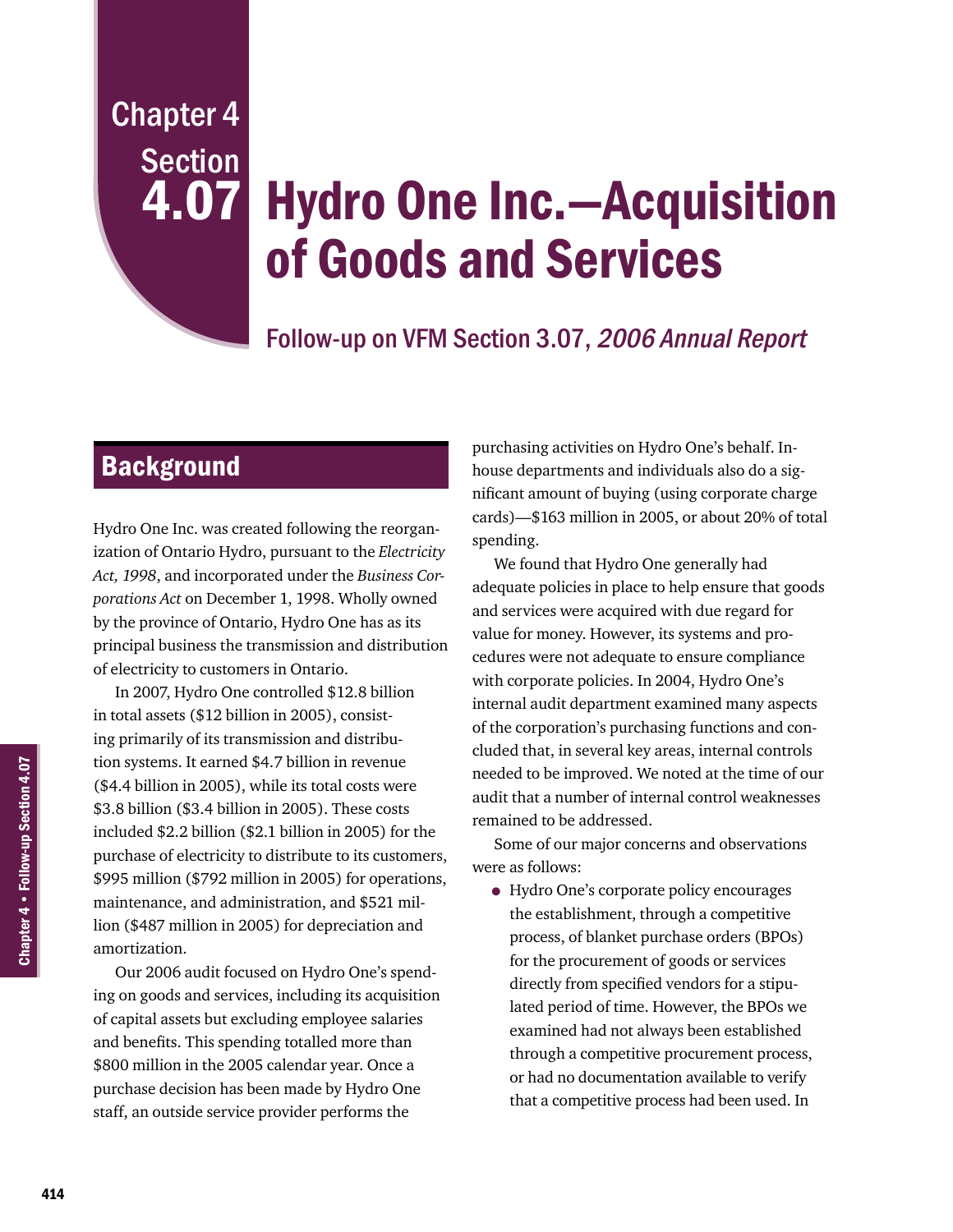# Chapter 4 Section 4.07 Hydro One Inc.—Acquisition of Goods and Services

## Follow-up on VFM Section 3.07, *2006 Annual Report*

## Background

Hydro One Inc. was created following the reorganization of Ontario Hydro, pursuant to the *Electricity Act, 1998*, and incorporated under the *Business Corporations Act* on December 1, 1998. Wholly owned by the province of Ontario, Hydro One has as its principal business the transmission and distribution of electricity to customers in Ontario.

In 2007, Hydro One controlled $12.8 billion in total assets ($12 billion in 2005), consisting primarily of its transmission and distribution systems. It earned $4.7 billion in revenue ($4.4 billion in 2005), while its total costs were $3.8 billion ($3.4 billion in 2005). These costs included $2.2 billion ($2.1 billion in 2005) for the purchase of electricity to distribute to its customers, $995 million ($792 million in 2005) for operations, maintenance, and administration, and $521 million ($487 million in 2005) for depreciation and amortization.

Our 2006 audit focused on Hydro One's spending on goods and services, including its acquisition of capital assets but excluding employee salaries and benefits. This spending totalled more than $800 million in the 2005 calendar year. Once a purchase decision has been made by Hydro One staff, an outside service provider performs the purchasing activities on Hydro One's behalf. In-house departments and individuals also do a significant amount of buying (using corporate charge cards)—$163 million in 2005, or about 20% of total spending.

We found that Hydro One generally had adequate policies in place to help ensure that goods and services were acquired with due regard for value for money. However, its systems and procedures were not adequate to ensure compliance with corporate policies. In 2004, Hydro One's internal audit department examined many aspects of the corporation's purchasing functions and concluded that, in several key areas, internal controls needed to be improved. We noted at the time of our audit that a number of internal control weaknesses remained to be addressed.

Some of our major concerns and observations were as follows:

- Hydro One's corporate policy encourages the establishment, through a competitive process, of blanket purchase orders (BPOs) for the procurement of goods or services directly from specified vendors for a stipulated period of time. However, the BPOs we examined had not always been established through a competitive procurement process, or had no documentation available to verify that a competitive process had been used. In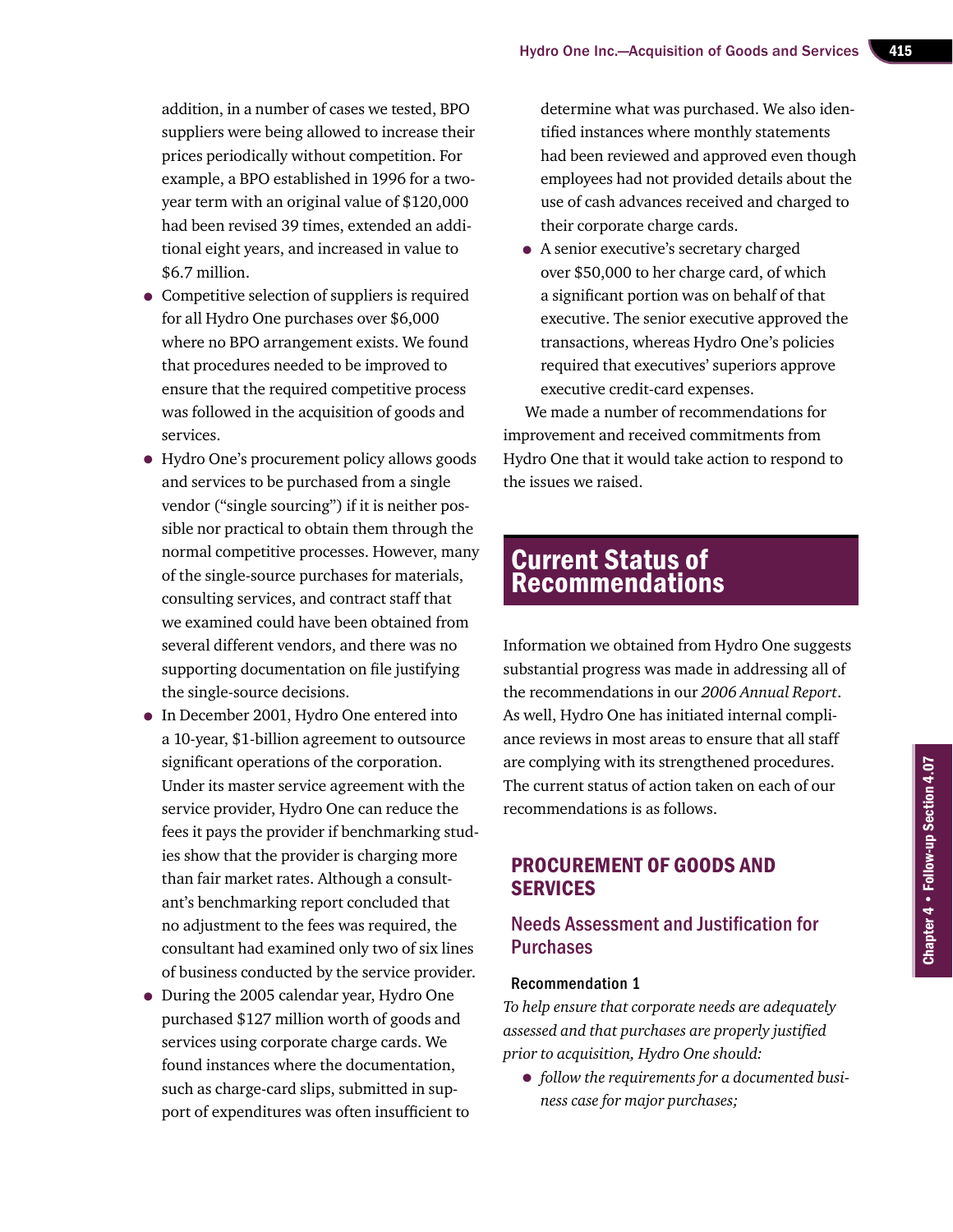addition, in a number of cases we tested, BPO suppliers were being allowed to increase their prices periodically without competition. For example, a BPO established in 1996 for a two-year term with an original value of $120,000 had been revised 39 times, extended an additional eight years, and increased in value to $6.7 million.

- Competitive selection of suppliers is required for all Hydro One purchases over $6,000 where no BPO arrangement exists. We found that procedures needed to be improved to ensure that the required competitive process was followed in the acquisition of goods and services.
- Hydro One's procurement policy allows goods and services to be purchased from a single vendor ("single sourcing") if it is neither possible nor practical to obtain them through the normal competitive processes. However, many of the single-source purchases for materials, consulting services, and contract staff that we examined could have been obtained from several different vendors, and there was no supporting documentation on file justifying the single-source decisions.
- In December 2001, Hydro One entered into a 10-year, $1-billion agreement to outsource significant operations of the corporation. Under its master service agreement with the service provider, Hydro One can reduce the fees it pays the provider if benchmarking studies show that the provider is charging more than fair market rates. Although a consultant's benchmarking report concluded that no adjustment to the fees was required, the consultant had examined only two of six lines of business conducted by the service provider.
- During the 2005 calendar year, Hydro One purchased $127 million worth of goods and services using corporate charge cards. We found instances where the documentation, such as charge-card slips, submitted in support of expenditures was often insufficient to determine what was purchased. We also identified instances where monthly statements had been reviewed and approved even though employees had not provided details about the use of cash advances received and charged to their corporate charge cards.
- A senior executive's secretary charged over $50,000 to her charge card, of which a significant portion was on behalf of that executive. The senior executive approved the transactions, whereas Hydro One's policies required that executives' superiors approve executive credit-card expenses.

We made a number of recommendations for improvement and received commitments from Hydro One that it would take action to respond to the issues we raised.

# Current Status of Recommendations

Information we obtained from Hydro One suggests substantial progress was made in addressing all of the recommendations in our *2006 Annual Report*. As well, Hydro One has initiated internal compliance reviews in most areas to ensure that all staff are complying with its strengthened procedures. The current status of action taken on each of our recommendations is as follows.

## PROCUREMENT OF GOODS AND SERVICES

### Needs Assessment and Justification for Purchases

#### Recommendation 1

*To help ensure that corporate needs are adequately assessed and that purchases are properly justified prior to acquisition, Hydro One should:*

- *follow the requirements for a documented business case for major purchases;*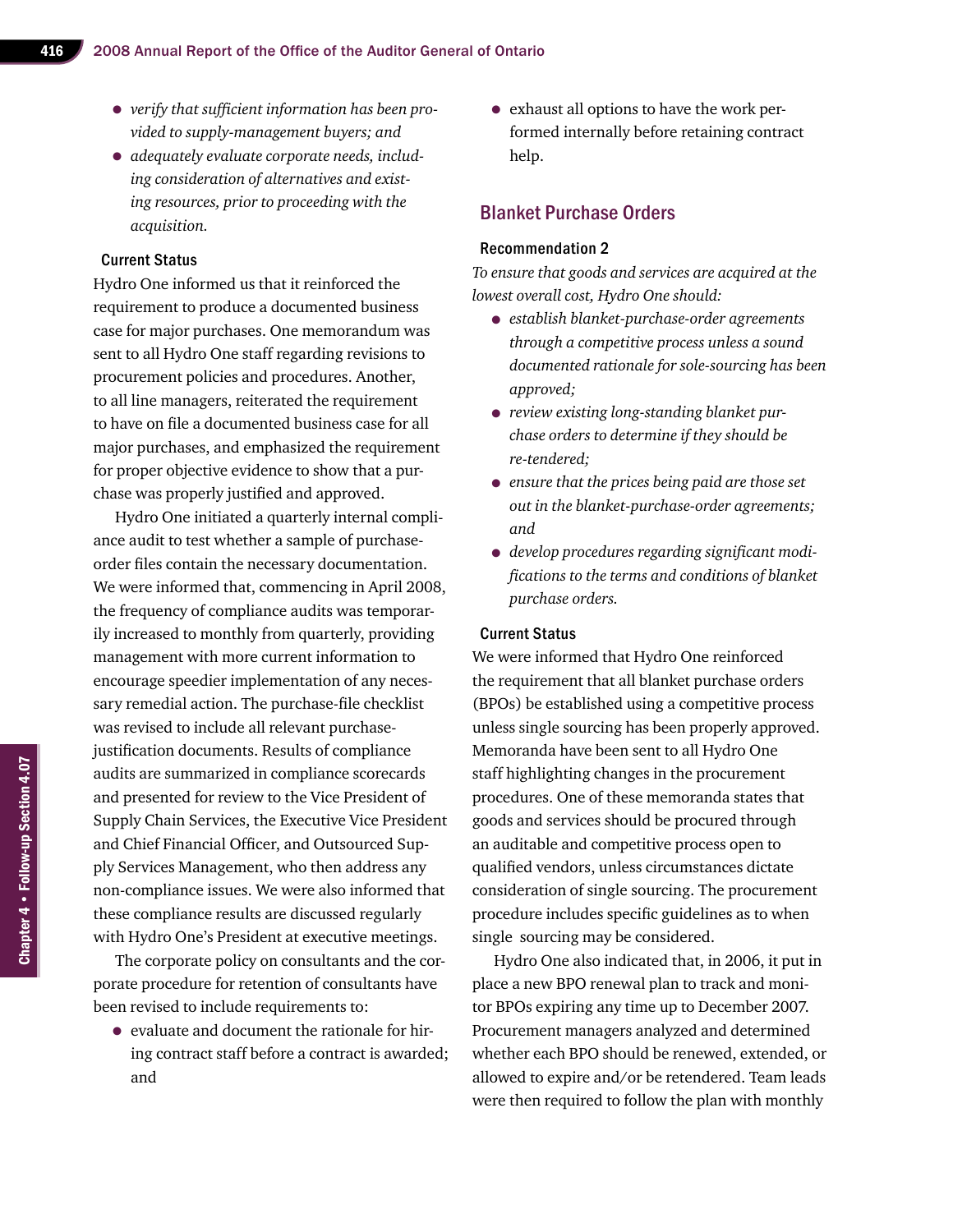- *verify that sufficient information has been provided to supply-management buyers; and*
- *adequately evaluate corporate needs, including consideration of alternatives and existing resources, prior to proceeding with the acquisition.*

#### Current Status

Hydro One informed us that it reinforced the requirement to produce a documented business case for major purchases. One memorandum was sent to all Hydro One staff regarding revisions to procurement policies and procedures. Another, to all line managers, reiterated the requirement to have on file a documented business case for all major purchases, and emphasized the requirement for proper objective evidence to show that a purchase was properly justified and approved.

Hydro One initiated a quarterly internal compliance audit to test whether a sample of purchase-order files contain the necessary documentation. We were informed that, commencing in April 2008, the frequency of compliance audits was temporarily increased to monthly from quarterly, providing management with more current information to encourage speedier implementation of any necessary remedial action. The purchase-file checklist was revised to include all relevant purchase-justification documents. Results of compliance audits are summarized in compliance scorecards and presented for review to the Vice President of Supply Chain Services, the Executive Vice President and Chief Financial Officer, and Outsourced Supply Services Management, who then address any non-compliance issues. We were also informed that these compliance results are discussed regularly with Hydro One's President at executive meetings.

The corporate policy on consultants and the corporate procedure for retention of consultants have been revised to include requirements to:

- evaluate and document the rationale for hiring contract staff before a contract is awarded; and
- exhaust all options to have the work performed internally before retaining contract help.

## Blanket Purchase Orders

#### Recommendation 2

*To ensure that goods and services are acquired at the lowest overall cost, Hydro One should:*

- *establish blanket-purchase-order agreements through a competitive process unless a sound documented rationale for sole-sourcing has been approved;*
- *review existing long-standing blanket purchase orders to determine if they should be re-tendered;*
- *ensure that the prices being paid are those set out in the blanket-purchase-order agreements; and*
- *develop procedures regarding significant modifications to the terms and conditions of blanket purchase orders.*

#### Current Status

We were informed that Hydro One reinforced the requirement that all blanket purchase orders (BPOs) be established using a competitive process unless single sourcing has been properly approved. Memoranda have been sent to all Hydro One staff highlighting changes in the procurement procedures. One of these memoranda states that goods and services should be procured through an auditable and competitive process open to qualified vendors, unless circumstances dictate consideration of single sourcing. The procurement procedure includes specific guidelines as to when single sourcing may be considered.

Hydro One also indicated that, in 2006, it put in place a new BPO renewal plan to track and monitor BPOs expiring any time up to December 2007. Procurement managers analyzed and determined whether each BPO should be renewed, extended, or allowed to expire and/or be retendered. Team leads were then required to follow the plan with monthly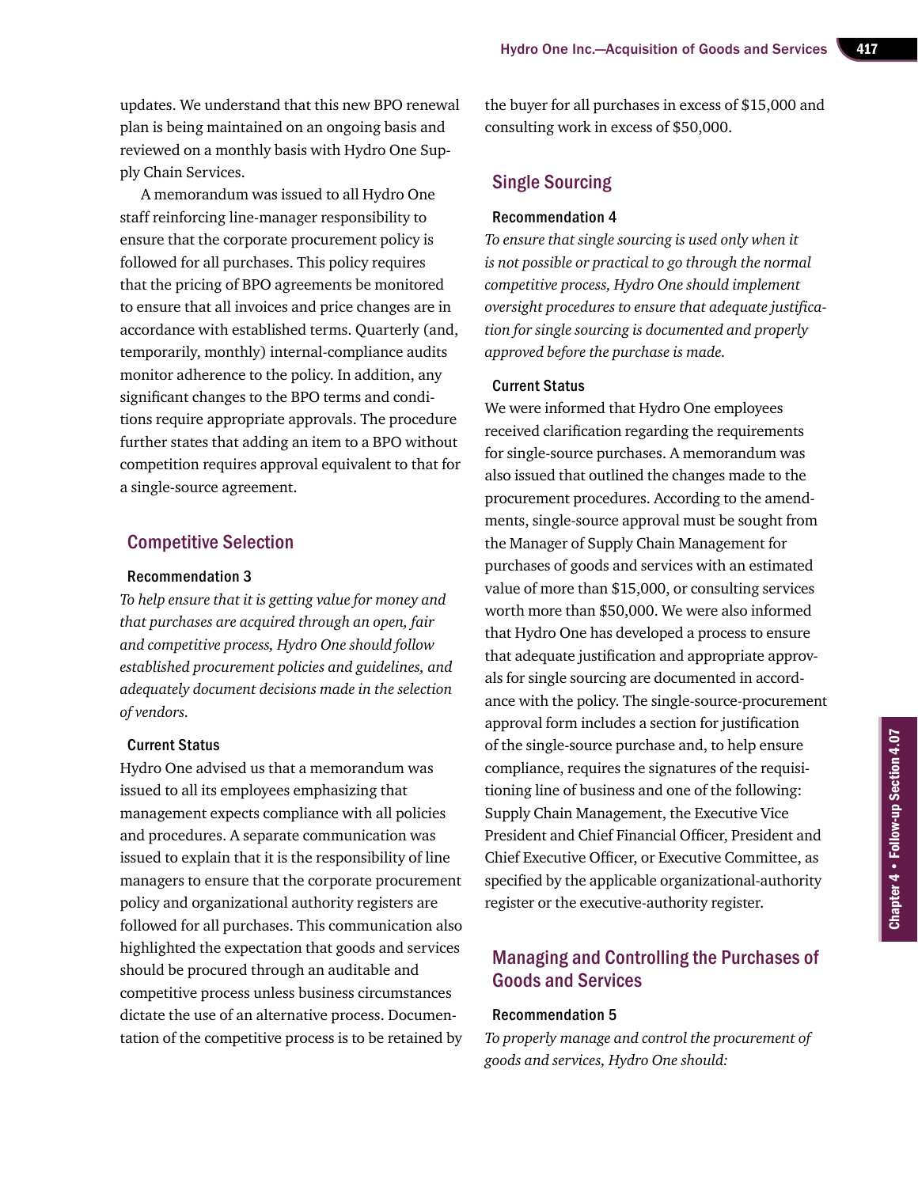updates. We understand that this new BPO renewal plan is being maintained on an ongoing basis and reviewed on a monthly basis with Hydro One Supply Chain Services.

A memorandum was issued to all Hydro One staff reinforcing line-manager responsibility to ensure that the corporate procurement policy is followed for all purchases. This policy requires that the pricing of BPO agreements be monitored to ensure that all invoices and price changes are in accordance with established terms. Quarterly (and, temporarily, monthly) internal-compliance audits monitor adherence to the policy. In addition, any significant changes to the BPO terms and conditions require appropriate approvals. The procedure further states that adding an item to a BPO without competition requires approval equivalent to that for a single-source agreement.

## Competitive Selection

### Recommendation 3

*To help ensure that it is getting value for money and that purchases are acquired through an open, fair and competitive process, Hydro One should follow established procurement policies and guidelines, and adequately document decisions made in the selection of vendors.*

### Current Status

Hydro One advised us that a memorandum was issued to all its employees emphasizing that management expects compliance with all policies and procedures. A separate communication was issued to explain that it is the responsibility of line managers to ensure that the corporate procurement policy and organizational authority registers are followed for all purchases. This communication also highlighted the expectation that goods and services should be procured through an auditable and competitive process unless business circumstances dictate the use of an alternative process. Documentation of the competitive process is to be retained by the buyer for all purchases in excess of $15,000 and consulting work in excess of $50,000.

## Single Sourcing

### Recommendation 4

*To ensure that single sourcing is used only when it is not possible or practical to go through the normal competitive process, Hydro One should implement oversight procedures to ensure that adequate justification for single sourcing is documented and properly approved before the purchase is made.*

### Current Status

We were informed that Hydro One employees received clarification regarding the requirements for single-source purchases. A memorandum was also issued that outlined the changes made to the procurement procedures. According to the amendments, single-source approval must be sought from the Manager of Supply Chain Management for purchases of goods and services with an estimated value of more than $15,000, or consulting services worth more than $50,000. We were also informed that Hydro One has developed a process to ensure that adequate justification and appropriate approvals for single sourcing are documented in accordance with the policy. The single-source-procurement approval form includes a section for justification of the single-source purchase and, to help ensure compliance, requires the signatures of the requisitioning line of business and one of the following: Supply Chain Management, the Executive Vice President and Chief Financial Officer, President and Chief Executive Officer, or Executive Committee, as specified by the applicable organizational-authority register or the executive-authority register.

## Managing and Controlling the Purchases of Goods and Services

### Recommendation 5

*To properly manage and control the procurement of goods and services, Hydro One should:*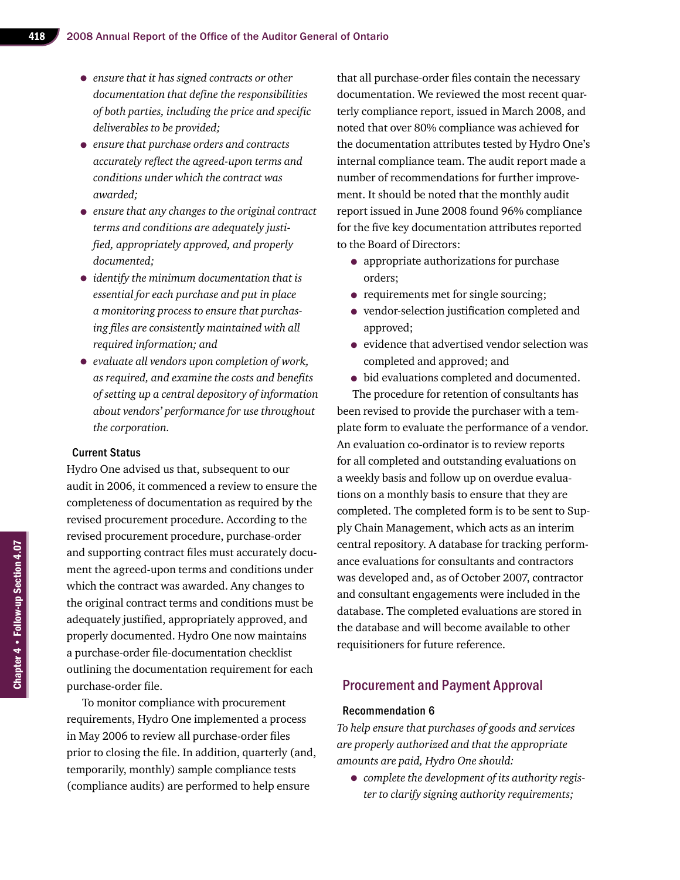- *ensure that it has signed contracts or other documentation that define the responsibilities of both parties, including the price and specific deliverables to be provided;*
- *ensure that purchase orders and contracts accurately reflect the agreed-upon terms and conditions under which the contract was awarded;*
- *ensure that any changes to the original contract terms and conditions are adequately justified, appropriately approved, and properly documented;*
- *identify the minimum documentation that is essential for each purchase and put in place a monitoring process to ensure that purchasing files are consistently maintained with all required information; and*
- *evaluate all vendors upon completion of work, as required, and examine the costs and benefits of setting up a central depository of information about vendors' performance for use throughout the corporation.*

#### Current Status

Hydro One advised us that, subsequent to our audit in 2006, it commenced a review to ensure the completeness of documentation as required by the revised procurement procedure. According to the revised procurement procedure, purchase-order and supporting contract files must accurately document the agreed-upon terms and conditions under which the contract was awarded. Any changes to the original contract terms and conditions must be adequately justified, appropriately approved, and properly documented. Hydro One now maintains a purchase-order file-documentation checklist outlining the documentation requirement for each purchase-order file.

To monitor compliance with procurement requirements, Hydro One implemented a process in May 2006 to review all purchase-order files prior to closing the file. In addition, quarterly (and, temporarily, monthly) sample compliance tests (compliance audits) are performed to help ensure that all purchase-order files contain the necessary documentation. We reviewed the most recent quarterly compliance report, issued in March 2008, and noted that over 80% compliance was achieved for the documentation attributes tested by Hydro One's internal compliance team. The audit report made a number of recommendations for further improvement. It should be noted that the monthly audit report issued in June 2008 found 96% compliance for the five key documentation attributes reported to the Board of Directors:

- appropriate authorizations for purchase orders;
- requirements met for single sourcing;
- vendor-selection justification completed and approved;
- evidence that advertised vendor selection was completed and approved; and
- bid evaluations completed and documented.

The procedure for retention of consultants has been revised to provide the purchaser with a template form to evaluate the performance of a vendor. An evaluation co-ordinator is to review reports for all completed and outstanding evaluations on a weekly basis and follow up on overdue evaluations on a monthly basis to ensure that they are completed. The completed form is to be sent to Supply Chain Management, which acts as an interim central repository. A database for tracking performance evaluations for consultants and contractors was developed and, as of October 2007, contractor and consultant engagements were included in the database. The completed evaluations are stored in the database and will become available to other requisitioners for future reference.

## Procurement and Payment Approval

#### Recommendation 6

*To help ensure that purchases of goods and services are properly authorized and that the appropriate amounts are paid, Hydro One should:*

- *complete the development of its authority register to clarify signing authority requirements;*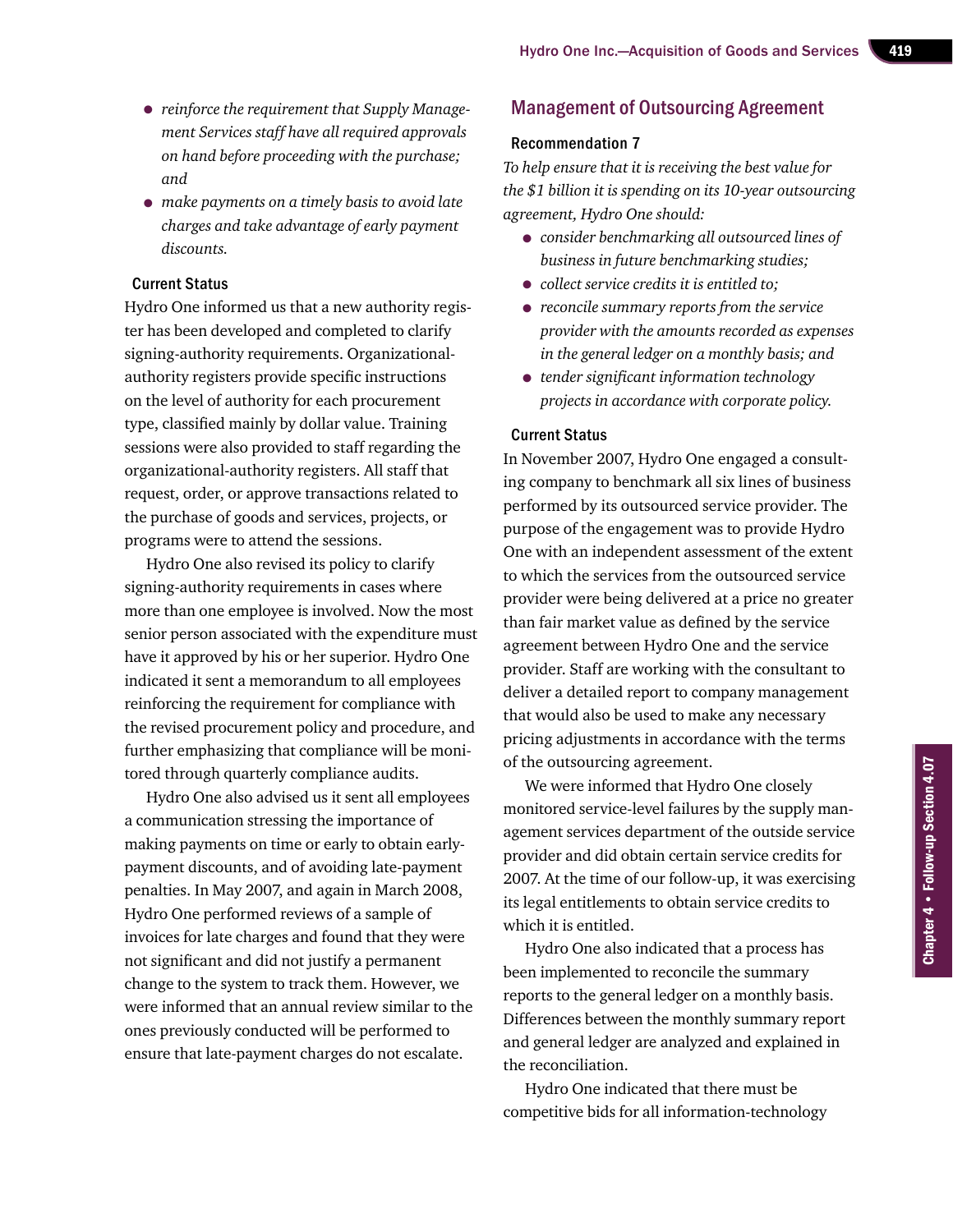- *reinforce the requirement that Supply Management Services staff have all required approvals on hand before proceeding with the purchase; and*
- *make payments on a timely basis to avoid late charges and take advantage of early payment discounts.*

### Current Status

Hydro One informed us that a new authority register has been developed and completed to clarify signing-authority requirements. Organizational-authority registers provide specific instructions on the level of authority for each procurement type, classified mainly by dollar value. Training sessions were also provided to staff regarding the organizational-authority registers. All staff that request, order, or approve transactions related to the purchase of goods and services, projects, or programs were to attend the sessions.

Hydro One also revised its policy to clarify signing-authority requirements in cases where more than one employee is involved. Now the most senior person associated with the expenditure must have it approved by his or her superior. Hydro One indicated it sent a memorandum to all employees reinforcing the requirement for compliance with the revised procurement policy and procedure, and further emphasizing that compliance will be monitored through quarterly compliance audits.

Hydro One also advised us it sent all employees a communication stressing the importance of making payments on time or early to obtain early-payment discounts, and of avoiding late-payment penalties. In May 2007, and again in March 2008, Hydro One performed reviews of a sample of invoices for late charges and found that they were not significant and did not justify a permanent change to the system to track them. However, we were informed that an annual review similar to the ones previously conducted will be performed to ensure that late-payment charges do not escalate.

## Management of Outsourcing Agreement

### Recommendation 7

*To help ensure that it is receiving the best value for the $1 billion it is spending on its 10-year outsourcing agreement, Hydro One should:*

- *consider benchmarking all outsourced lines of business in future benchmarking studies;*
- *collect service credits it is entitled to;*
- *reconcile summary reports from the service provider with the amounts recorded as expenses in the general ledger on a monthly basis; and*
- *tender significant information technology projects in accordance with corporate policy.*

### Current Status

In November 2007, Hydro One engaged a consulting company to benchmark all six lines of business performed by its outsourced service provider. The purpose of the engagement was to provide Hydro One with an independent assessment of the extent to which the services from the outsourced service provider were being delivered at a price no greater than fair market value as defined by the service agreement between Hydro One and the service provider. Staff are working with the consultant to deliver a detailed report to company management that would also be used to make any necessary pricing adjustments in accordance with the terms of the outsourcing agreement.

We were informed that Hydro One closely monitored service-level failures by the supply management services department of the outside service provider and did obtain certain service credits for 2007. At the time of our follow-up, it was exercising its legal entitlements to obtain service credits to which it is entitled.

Hydro One also indicated that a process has been implemented to reconcile the summary reports to the general ledger on a monthly basis. Differences between the monthly summary report and general ledger are analyzed and explained in the reconciliation.

Hydro One indicated that there must be competitive bids for all information-technology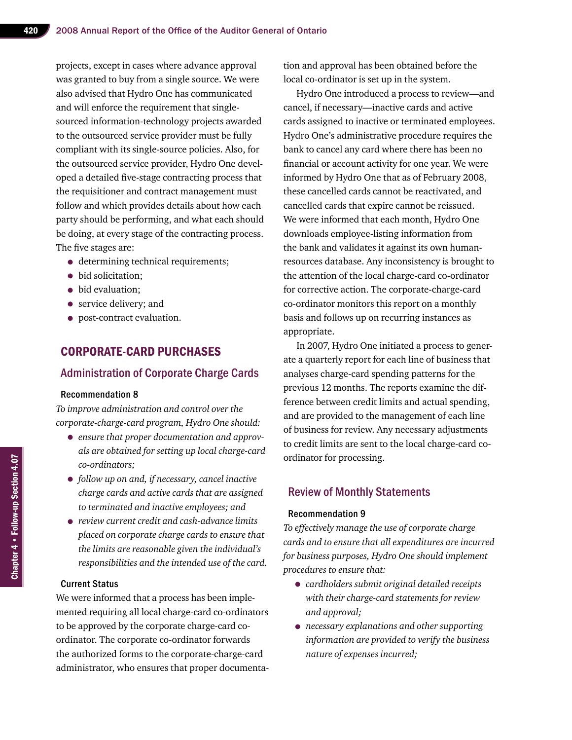projects, except in cases where advance approval was granted to buy from a single source. We were also advised that Hydro One has communicated and will enforce the requirement that single-sourced information-technology projects awarded to the outsourced service provider must be fully compliant with its single-source policies. Also, for the outsourced service provider, Hydro One developed a detailed five-stage contracting process that the requisitioner and contract management must follow and which provides details about how each party should be performing, and what each should be doing, at every stage of the contracting process. The five stages are:

- determining technical requirements;
- bid solicitation;
- bid evaluation;
- service delivery; and
- post-contract evaluation.

## CORPORATE-CARD PURCHASES

### Administration of Corporate Charge Cards

#### Recommendation 8

*To improve administration and control over the corporate-charge-card program, Hydro One should:*

- *ensure that proper documentation and approvals are obtained for setting up local charge-card co-ordinators;*
- *follow up on and, if necessary, cancel inactive charge cards and active cards that are assigned to terminated and inactive employees; and*
- *review current credit and cash-advance limits placed on corporate charge cards to ensure that the limits are reasonable given the individual's responsibilities and the intended use of the card.*

#### Current Status

We were informed that a process has been implemented requiring all local charge-card co-ordinators to be approved by the corporate charge-card co-ordinator. The corporate co-ordinator forwards the authorized forms to the corporate-charge-card administrator, who ensures that proper documentation and approval has been obtained before the local co-ordinator is set up in the system.

Hydro One introduced a process to review—and cancel, if necessary—inactive cards and active cards assigned to inactive or terminated employees. Hydro One's administrative procedure requires the bank to cancel any card where there has been no financial or account activity for one year. We were informed by Hydro One that as of February 2008, these cancelled cards cannot be reactivated, and cancelled cards that expire cannot be reissued. We were informed that each month, Hydro One downloads employee-listing information from the bank and validates it against its own human-resources database. Any inconsistency is brought to the attention of the local charge-card co-ordinator for corrective action. The corporate-charge-card co-ordinator monitors this report on a monthly basis and follows up on recurring instances as appropriate.

In 2007, Hydro One initiated a process to generate a quarterly report for each line of business that analyses charge-card spending patterns for the previous 12 months. The reports examine the difference between credit limits and actual spending, and are provided to the management of each line of business for review. Any necessary adjustments to credit limits are sent to the local charge-card co-ordinator for processing.

### Review of Monthly Statements

#### Recommendation 9

*To effectively manage the use of corporate charge cards and to ensure that all expenditures are incurred for business purposes, Hydro One should implement procedures to ensure that:*

- *cardholders submit original detailed receipts with their charge-card statements for review and approval;*
- *necessary explanations and other supporting information are provided to verify the business nature of expenses incurred;*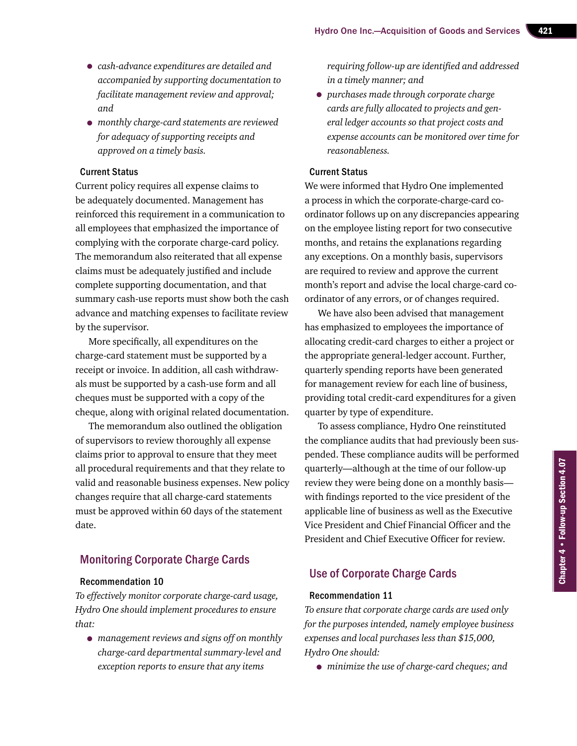- *cash-advance expenditures are detailed and accompanied by supporting documentation to facilitate management review and approval; and*
- *monthly charge-card statements are reviewed for adequacy of supporting receipts and approved on a timely basis.*

#### Current Status

Current policy requires all expense claims to be adequately documented. Management has reinforced this requirement in a communication to all employees that emphasized the importance of complying with the corporate charge-card policy. The memorandum also reiterated that all expense claims must be adequately justified and include complete supporting documentation, and that summary cash-use reports must show both the cash advance and matching expenses to facilitate review by the supervisor.

More specifically, all expenditures on the charge-card statement must be supported by a receipt or invoice. In addition, all cash withdrawals must be supported by a cash-use form and all cheques must be supported with a copy of the cheque, along with original related documentation.

The memorandum also outlined the obligation of supervisors to review thoroughly all expense claims prior to approval to ensure that they meet all procedural requirements and that they relate to valid and reasonable business expenses. New policy changes require that all charge-card statements must be approved within 60 days of the statement date.

## Monitoring Corporate Charge Cards

#### Recommendation 10

*To effectively monitor corporate charge-card usage, Hydro One should implement procedures to ensure that:*

- *management reviews and signs off on monthly charge-card departmental summary-level and exception reports to ensure that any items requiring follow-up are identified and addressed in a timely manner; and*
- *purchases made through corporate charge cards are fully allocated to projects and general ledger accounts so that project costs and expense accounts can be monitored over time for reasonableness.*

#### Current Status

We were informed that Hydro One implemented a process in which the corporate-charge-card co-ordinator follows up on any discrepancies appearing on the employee listing report for two consecutive months, and retains the explanations regarding any exceptions. On a monthly basis, supervisors are required to review and approve the current month's report and advise the local charge-card co-ordinator of any errors, or of changes required.

We have also been advised that management has emphasized to employees the importance of allocating credit-card charges to either a project or the appropriate general-ledger account. Further, quarterly spending reports have been generated for management review for each line of business, providing total credit-card expenditures for a given quarter by type of expenditure.

To assess compliance, Hydro One reinstituted the compliance audits that had previously been suspended. These compliance audits will be performed quarterly—although at the time of our follow-up review they were being done on a monthly basis—with findings reported to the vice president of the applicable line of business as well as the Executive Vice President and Chief Financial Officer and the President and Chief Executive Officer for review.

## Use of Corporate Charge Cards

#### Recommendation 11

*To ensure that corporate charge cards are used only for the purposes intended, namely employee business expenses and local purchases less than $15,000, Hydro One should:*

- *minimize the use of charge-card cheques; and*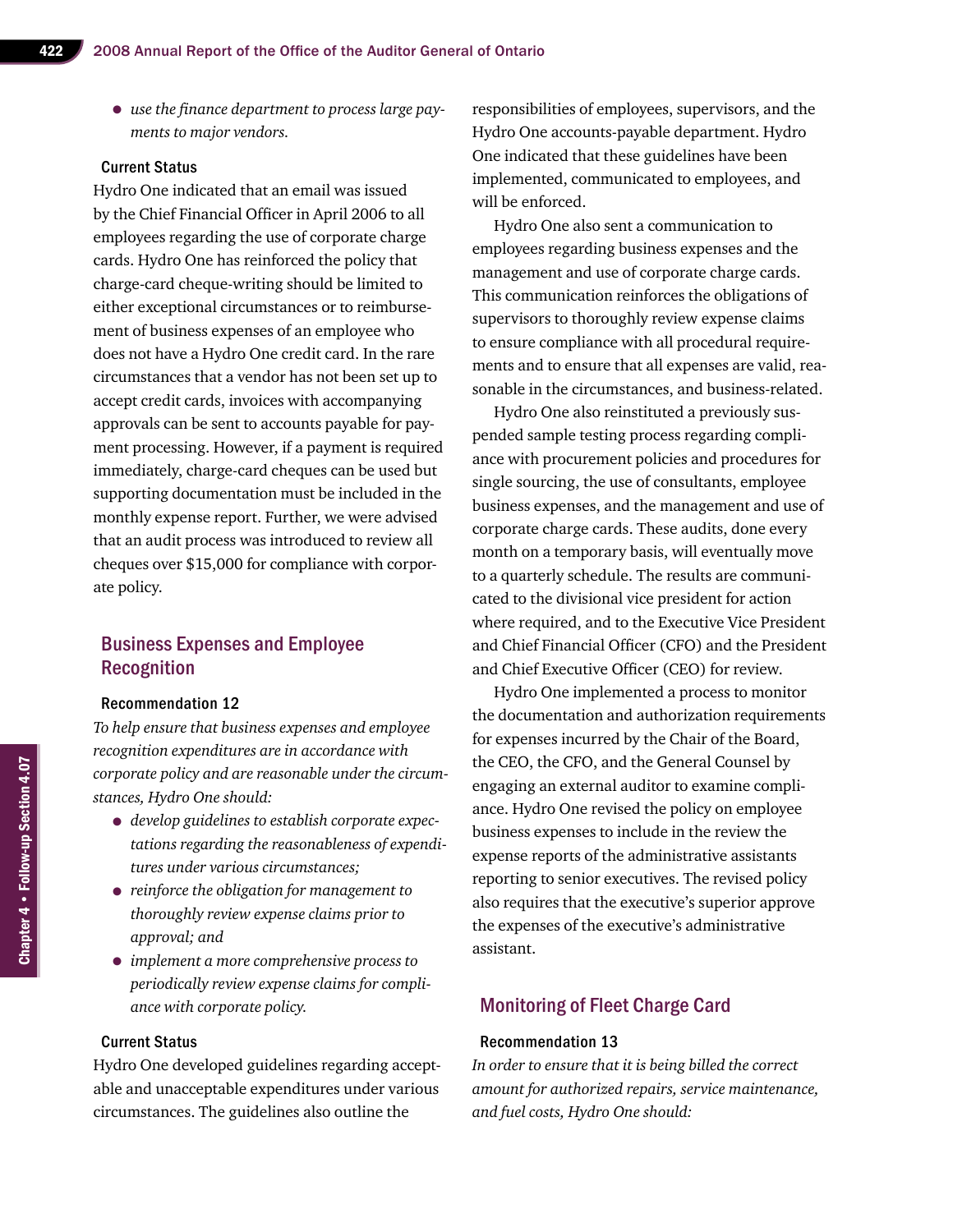- *use the finance department to process large payments to major vendors.*

#### Current Status

Hydro One indicated that an email was issued by the Chief Financial Officer in April 2006 to all employees regarding the use of corporate charge cards. Hydro One has reinforced the policy that charge-card cheque-writing should be limited to either exceptional circumstances or to reimbursement of business expenses of an employee who does not have a Hydro One credit card. In the rare circumstances that a vendor has not been set up to accept credit cards, invoices with accompanying approvals can be sent to accounts payable for payment processing. However, if a payment is required immediately, charge-card cheques can be used but supporting documentation must be included in the monthly expense report. Further, we were advised that an audit process was introduced to review all cheques over $15,000 for compliance with corporate policy.

### Business Expenses and Employee Recognition

#### Recommendation 12

*To help ensure that business expenses and employee recognition expenditures are in accordance with corporate policy and are reasonable under the circumstances, Hydro One should:*

- *develop guidelines to establish corporate expectations regarding the reasonableness of expenditures under various circumstances;*
- *reinforce the obligation for management to thoroughly review expense claims prior to approval; and*
- *implement a more comprehensive process to periodically review expense claims for compliance with corporate policy.*

#### Current Status

Hydro One developed guidelines regarding acceptable and unacceptable expenditures under various circumstances. The guidelines also outline the responsibilities of employees, supervisors, and the Hydro One accounts-payable department. Hydro One indicated that these guidelines have been implemented, communicated to employees, and will be enforced.

Hydro One also sent a communication to employees regarding business expenses and the management and use of corporate charge cards. This communication reinforces the obligations of supervisors to thoroughly review expense claims to ensure compliance with all procedural requirements and to ensure that all expenses are valid, reasonable in the circumstances, and business-related.

Hydro One also reinstituted a previously suspended sample testing process regarding compliance with procurement policies and procedures for single sourcing, the use of consultants, employee business expenses, and the management and use of corporate charge cards. These audits, done every month on a temporary basis, will eventually move to a quarterly schedule. The results are communicated to the divisional vice president for action where required, and to the Executive Vice President and Chief Financial Officer (CFO) and the President and Chief Executive Officer (CEO) for review.

Hydro One implemented a process to monitor the documentation and authorization requirements for expenses incurred by the Chair of the Board, the CEO, the CFO, and the General Counsel by engaging an external auditor to examine compliance. Hydro One revised the policy on employee business expenses to include in the review the expense reports of the administrative assistants reporting to senior executives. The revised policy also requires that the executive's superior approve the expenses of the executive's administrative assistant.

### Monitoring of Fleet Charge Card

#### Recommendation 13

*In order to ensure that it is being billed the correct amount for authorized repairs, service maintenance, and fuel costs, Hydro One should:*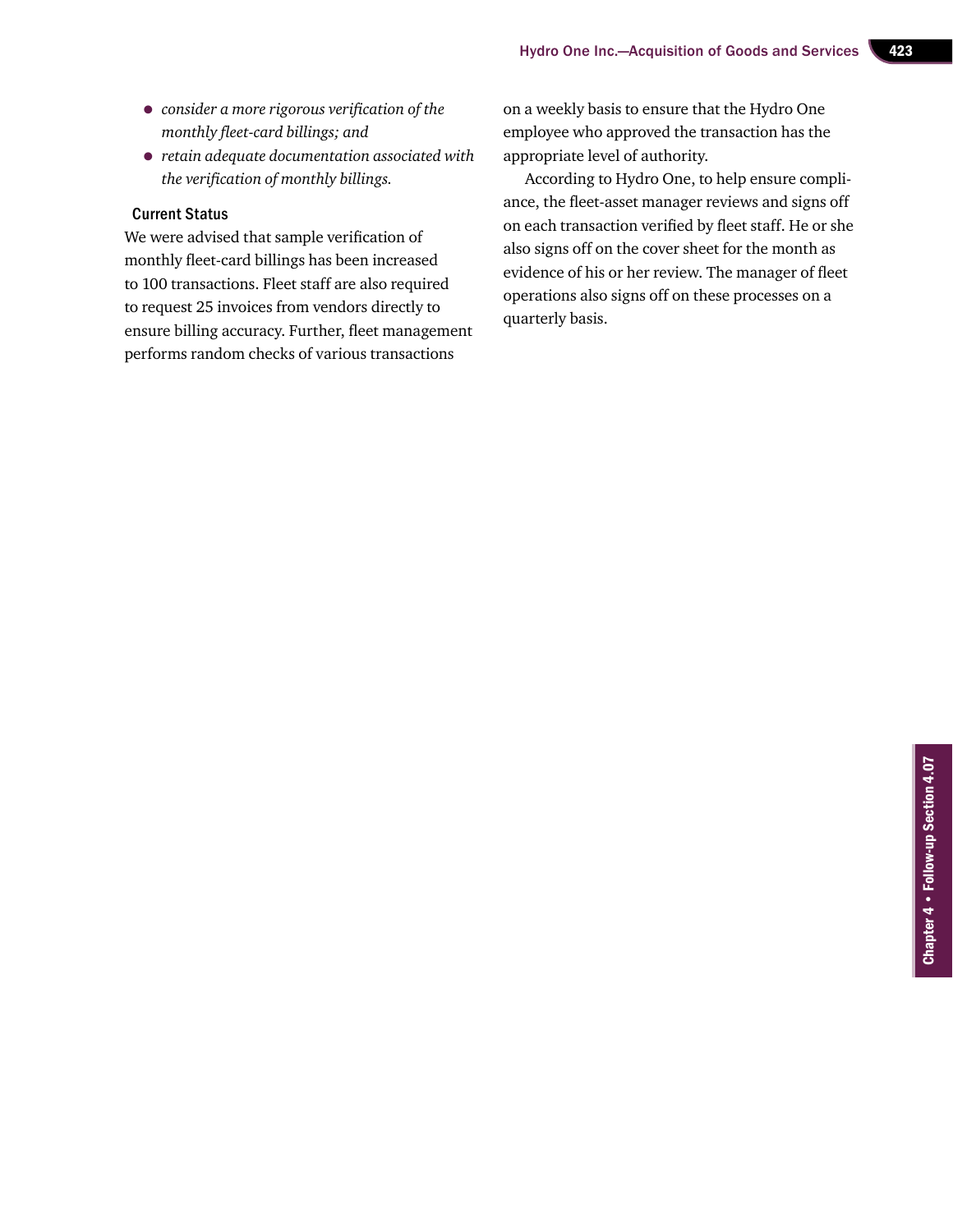- *consider a more rigorous verification of the monthly fleet-card billings; and*
- *retain adequate documentation associated with the verification of monthly billings.*

### Current Status

We were advised that sample verification of monthly fleet-card billings has been increased to 100 transactions. Fleet staff are also required to request 25 invoices from vendors directly to ensure billing accuracy. Further, fleet management performs random checks of various transactions on a weekly basis to ensure that the Hydro One employee who approved the transaction has the appropriate level of authority.

According to Hydro One, to help ensure compliance, the fleet-asset manager reviews and signs off on each transaction verified by fleet staff. He or she also signs off on the cover sheet for the month as evidence of his or her review. The manager of fleet operations also signs off on these processes on a quarterly basis.